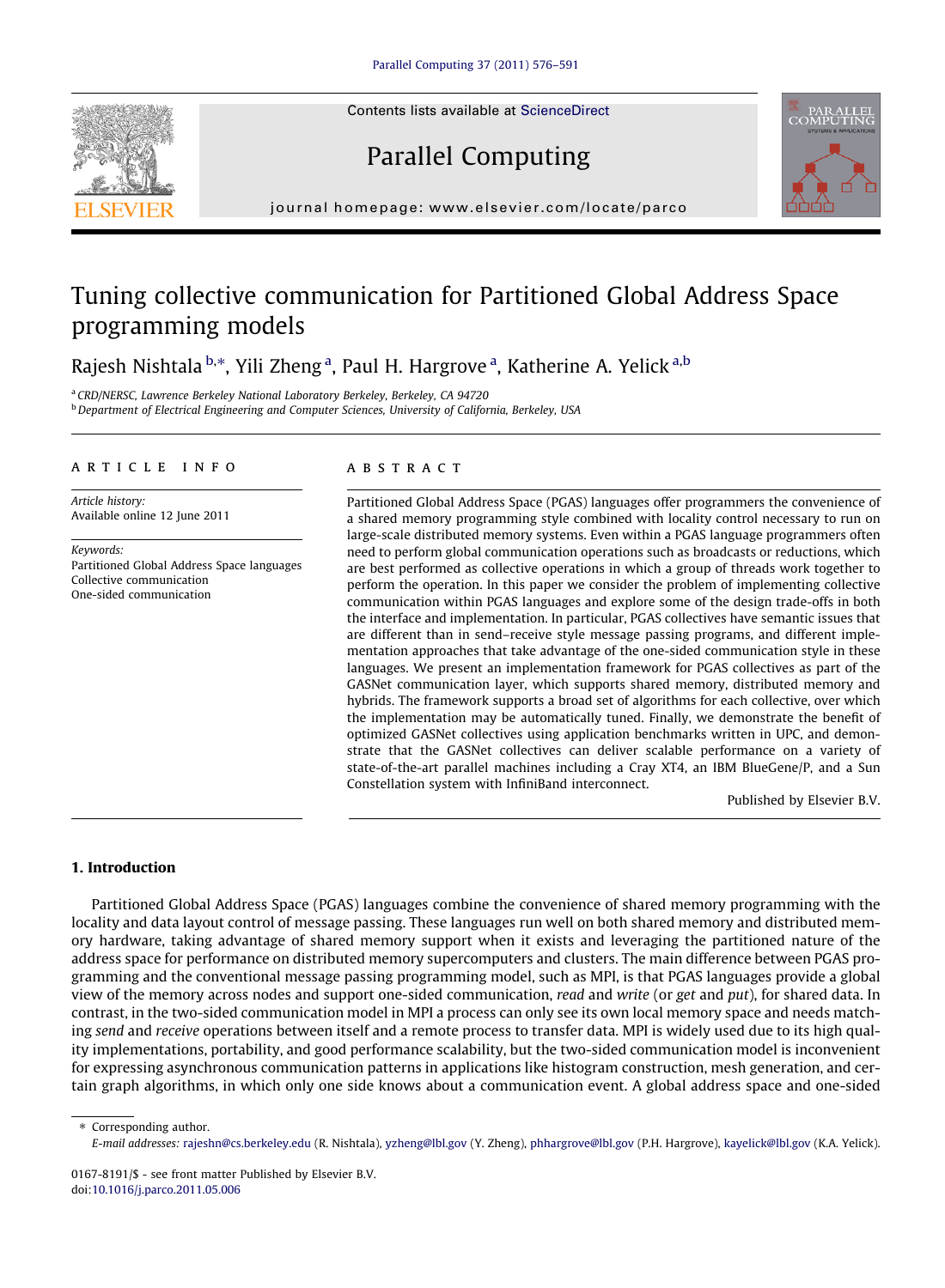# Tuning collective communication for Partitioned Global Address Space programming models

Rajesh Nishtala [b,*], Yili Zheng [a], Paul H. Hargrove [a], Katherine A. Yelick [a,b]

[a] CRD/NERSC, Lawrence Berkeley National Laboratory Berkeley, Berkeley, CA 94720

[b] Department of Electrical Engineering and Computer Sciences, University of California, Berkeley, USA

**ARTICLE INFO**

*Article history:*
Available online 12 June 2011

*Keywords:*
Partitioned Global Address Space languages
Collective communication
One-sided communication

**ABSTRACT**

Partitioned Global Address Space (PGAS) languages offer programmers the convenience of a shared memory programming style combined with locality control necessary to run on large-scale distributed memory systems. Even within a PGAS language programmers often need to perform global communication operations such as broadcasts or reductions, which are best performed as collective operations in which a group of threads work together to perform the operation. In this paper we consider the problem of implementing collective communication within PGAS languages and explore some of the design trade-offs in both the interface and implementation. In particular, PGAS collectives have semantic issues that are different than in send–receive style message passing programs, and different implementation approaches that take advantage of the one-sided communication style in these languages. We present an implementation framework for PGAS collectives as part of the GASNet communication layer, which supports shared memory, distributed memory and hybrids. The framework supports a broad set of algorithms for each collective, over which the implementation may be automatically tuned. Finally, we demonstrate the benefit of optimized GASNet collectives using application benchmarks written in UPC, and demonstrate that the GASNet collectives can deliver scalable performance on a variety of state-of-the-art parallel machines including a Cray XT4, an IBM BlueGene/P, and a Sun Constellation system with InfiniBand interconnect.

Published by Elsevier B.V.

## 1. Introduction

Partitioned Global Address Space (PGAS) languages combine the convenience of shared memory programming with the locality and data layout control of message passing. These languages run well on both shared memory and distributed memory hardware, taking advantage of shared memory support when it exists and leveraging the partitioned nature of the address space for performance on distributed memory supercomputers and clusters. The main difference between PGAS programming and the conventional message passing programming model, such as MPI, is that PGAS languages provide a global view of the memory across nodes and support one-sided communication, *read* and *write* (or *get* and *put*), for shared data. In contrast, in the two-sided communication model in MPI a process can only see its own local memory space and needs matching *send* and *receive* operations between itself and a remote process to transfer data. MPI is widely used due to its high quality implementations, portability, and good performance scalability, but the two-sided communication model is inconvenient for expressing asynchronous communication patterns in applications like histogram construction, mesh generation, and certain graph algorithms, in which only one side knows about a communication event. A global address space and one-sided

\* Corresponding author.
*E-mail addresses:* rajeshn@cs.berkeley.edu (R. Nishtala), yzheng@lbl.gov (Y. Zheng), phhargrove@lbl.gov (P.H. Hargrove), kayelick@lbl.gov (K.A. Yelick).

0167-8191/$ - see front matter Published by Elsevier B.V.
doi:10.1016/j.parco.2011.05.006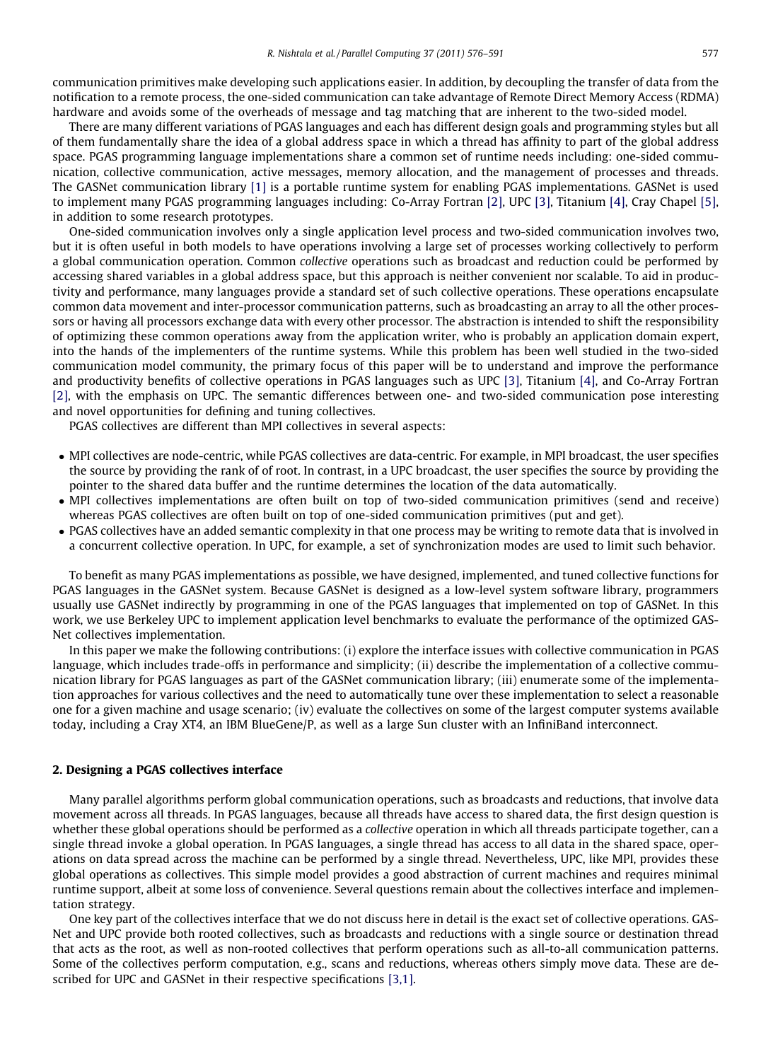communication primitives make developing such applications easier. In addition, by decoupling the transfer of data from the notification to a remote process, the one-sided communication can take advantage of Remote Direct Memory Access (RDMA) hardware and avoids some of the overheads of message and tag matching that are inherent to the two-sided model.

There are many different variations of PGAS languages and each has different design goals and programming styles but all of them fundamentally share the idea of a global address space in which a thread has affinity to part of the global address space. PGAS programming language implementations share a common set of runtime needs including: one-sided communication, collective communication, active messages, memory allocation, and the management of processes and threads. The GASNet communication library [1] is a portable runtime system for enabling PGAS implementations. GASNet is used to implement many PGAS programming languages including: Co-Array Fortran [2], UPC [3], Titanium [4], Cray Chapel [5], in addition to some research prototypes.

One-sided communication involves only a single application level process and two-sided communication involves two, but it is often useful in both models to have operations involving a large set of processes working collectively to perform a global communication operation. Common *collective* operations such as broadcast and reduction could be performed by accessing shared variables in a global address space, but this approach is neither convenient nor scalable. To aid in productivity and performance, many languages provide a standard set of such collective operations. These operations encapsulate common data movement and inter-processor communication patterns, such as broadcasting an array to all the other processors or having all processors exchange data with every other processor. The abstraction is intended to shift the responsibility of optimizing these common operations away from the application writer, who is probably an application domain expert, into the hands of the implementers of the runtime systems. While this problem has been well studied in the two-sided communication model community, the primary focus of this paper will be to understand and improve the performance and productivity benefits of collective operations in PGAS languages such as UPC [3], Titanium [4], and Co-Array Fortran [2], with the emphasis on UPC. The semantic differences between one- and two-sided communication pose interesting and novel opportunities for defining and tuning collectives.

PGAS collectives are different than MPI collectives in several aspects:

- MPI collectives are node-centric, while PGAS collectives are data-centric. For example, in MPI broadcast, the user specifies the source by providing the rank of of root. In contrast, in a UPC broadcast, the user specifies the source by providing the pointer to the shared data buffer and the runtime determines the location of the data automatically.
- MPI collectives implementations are often built on top of two-sided communication primitives (send and receive) whereas PGAS collectives are often built on top of one-sided communication primitives (put and get).
- PGAS collectives have an added semantic complexity in that one process may be writing to remote data that is involved in a concurrent collective operation. In UPC, for example, a set of synchronization modes are used to limit such behavior.

To benefit as many PGAS implementations as possible, we have designed, implemented, and tuned collective functions for PGAS languages in the GASNet system. Because GASNet is designed as a low-level system software library, programmers usually use GASNet indirectly by programming in one of the PGAS languages that implemented on top of GASNet. In this work, we use Berkeley UPC to implement application level benchmarks to evaluate the performance of the optimized GASNet collectives implementation.

In this paper we make the following contributions: (i) explore the interface issues with collective communication in PGAS language, which includes trade-offs in performance and simplicity; (ii) describe the implementation of a collective communication library for PGAS languages as part of the GASNet communication library; (iii) enumerate some of the implementation approaches for various collectives and the need to automatically tune over these implementation to select a reasonable one for a given machine and usage scenario; (iv) evaluate the collectives on some of the largest computer systems available today, including a Cray XT4, an IBM BlueGene/P, as well as a large Sun cluster with an InfiniBand interconnect.

## 2. Designing a PGAS collectives interface

Many parallel algorithms perform global communication operations, such as broadcasts and reductions, that involve data movement across all threads. In PGAS languages, because all threads have access to shared data, the first design question is whether these global operations should be performed as a *collective* operation in which all threads participate together, can a single thread invoke a global operation. In PGAS languages, a single thread has access to all data in the shared space, operations on data spread across the machine can be performed by a single thread. Nevertheless, UPC, like MPI, provides these global operations as collectives. This simple model provides a good abstraction of current machines and requires minimal runtime support, albeit at some loss of convenience. Several questions remain about the collectives interface and implementation strategy.

One key part of the collectives interface that we do not discuss here in detail is the exact set of collective operations. GASNet and UPC provide both rooted collectives, such as broadcasts and reductions with a single source or destination thread that acts as the root, as well as non-rooted collectives that perform operations such as all-to-all communication patterns. Some of the collectives perform computation, e.g., scans and reductions, whereas others simply move data. These are described for UPC and GASNet in their respective specifications [3,1].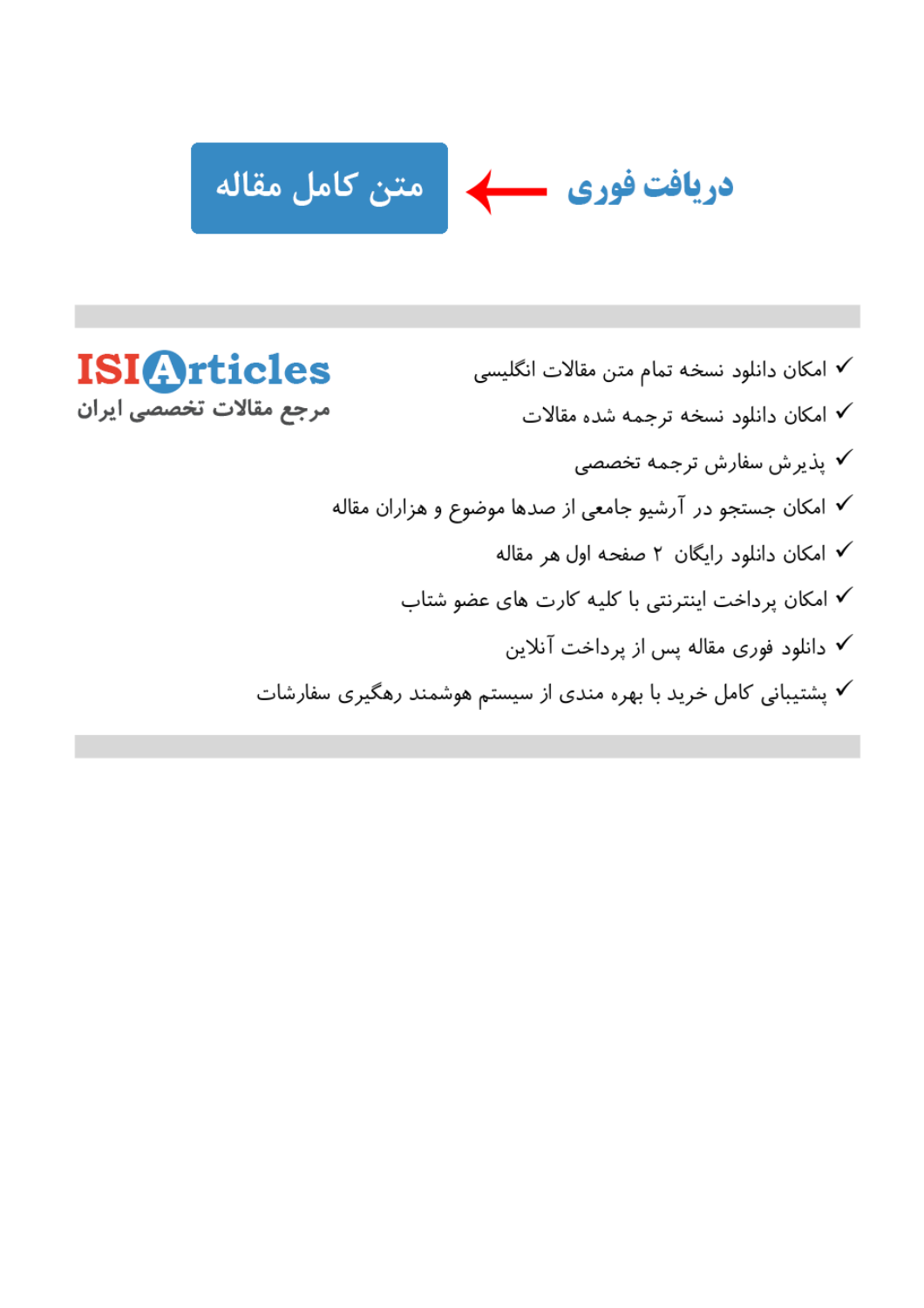دریافت فوری ← متن کامل مقاله

**ISIArticles**
مرجع مقالات تخصصی ایران

- ✓ امکان دانلود نسخه تمام متن مقالات انگلیسی
- ✓ امکان دانلود نسخه ترجمه شده مقالات
- ✓ پذیرش سفارش ترجمه تخصصی
- ✓ امکان جستجو در آرشیو جامعی از صدها موضوع و هزاران مقاله
- ✓ امکان دانلود رایگان ۲ صفحه اول هر مقاله
- ✓ امکان پرداخت اینترنتی با کلیه کارت های عضو شتاب
- ✓ دانلود فوری مقاله پس از پرداخت آنلاین
- ✓ پشتیبانی کامل خرید با بهره مندی از سیستم هوشمند رهگیری سفارشات